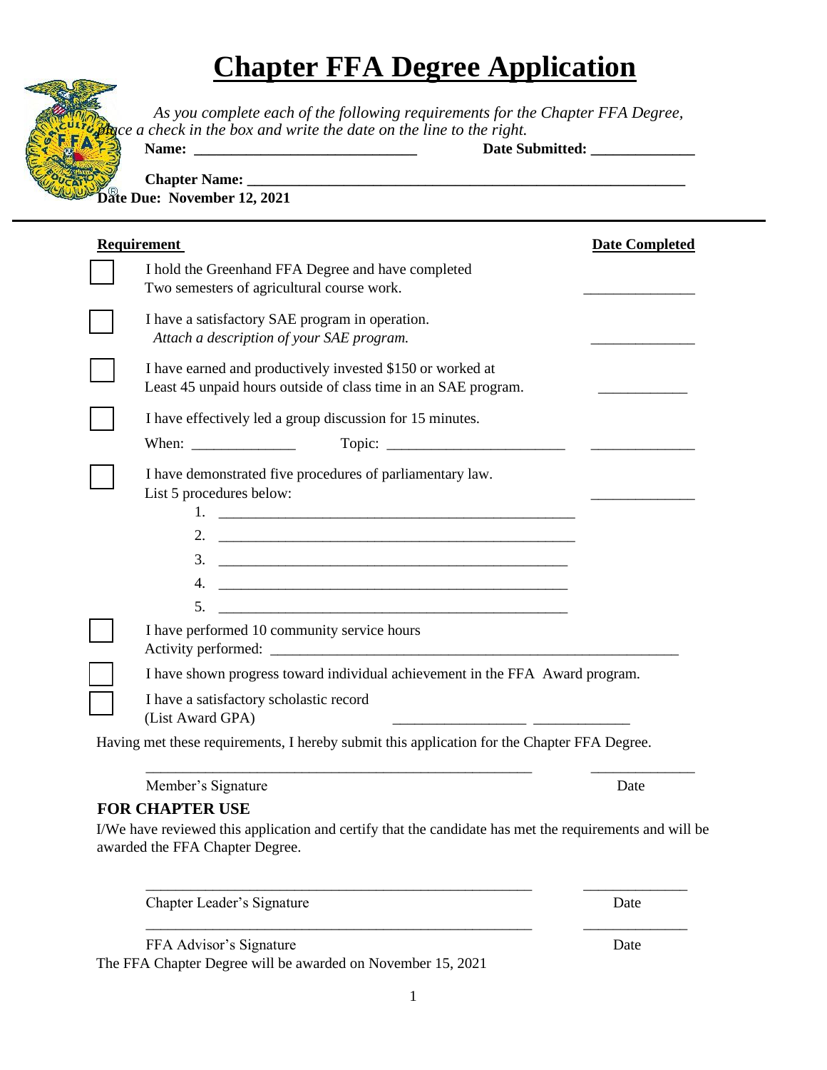# Chapter FFA Degree Application

*As you complete each of the following requirements for the Chapter FFA Degree, place a check in the box and write the date on the line to the right.*

**Name:** ______________________________ **Date Submitted:** _____________

**Chapter Name:** ____________________________________________________________

**Date Due: November 12, 2021**

---

| | **Requirement** | **Date Completed** |
|---|---|---|
| ☐ | I hold the Greenhand FFA Degree and have completed Two semesters of agricultural course work. | ______________ |
| ☐ | I have a satisfactory SAE program in operation. *Attach a description of your SAE program.* | ______________ |
| ☐ | I have earned and productively invested $150 or worked at Least 45 unpaid hours outside of class time in an SAE program. | ____________ |
| ☐ | I have effectively led a group discussion for 15 minutes. When: ______________ Topic: ________________________ | ______________ |
| ☐ | I have demonstrated five procedures of parliamentary law. List 5 procedures below: 1. ________________ 2. ________________ 3. ________________ 4. ________________ 5. ________________ | ______________ |
| ☐ | I have performed 10 community service hours Activity performed: ________________________________________ | |
| ☐ | I have shown progress toward individual achievement in the FFA Award program. | |
| ☐ | I have a satisfactory scholastic record (List Award GPA) __________________ | _____________ |

Having met these requirements, I hereby submit this application for the Chapter FFA Degree.

_____________________________________________________ ______________

Member's Signature Date

**FOR CHAPTER USE**

I/We have reviewed this application and certify that the candidate has met the requirements and will be awarded the FFA Chapter Degree.

_____________________________________________________ ______________

Chapter Leader's Signature Date

_____________________________________________________ ______________

FFA Advisor's Signature Date

The FFA Chapter Degree will be awarded on November 15, 2021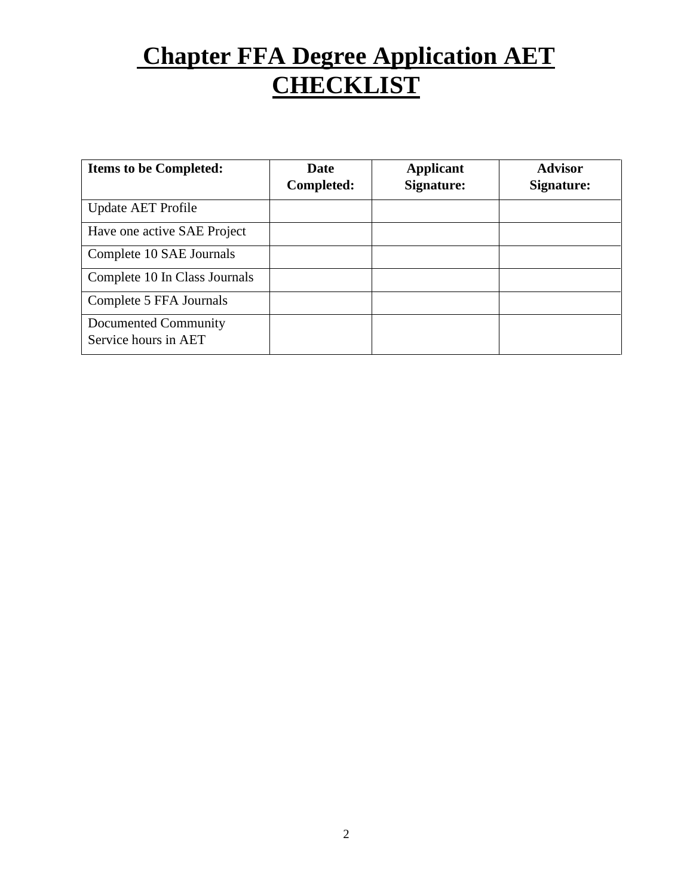# Chapter FFA Degree Application AET CHECKLIST

| Items to be Completed: | Date Completed: | Applicant Signature: | Advisor Signature: |
|---|---|---|---|
| Update AET Profile | | | |
| Have one active SAE Project | | | |
| Complete 10 SAE Journals | | | |
| Complete 10 In Class Journals | | | |
| Complete 5 FFA Journals | | | |
| Documented Community Service hours in AET | | | |